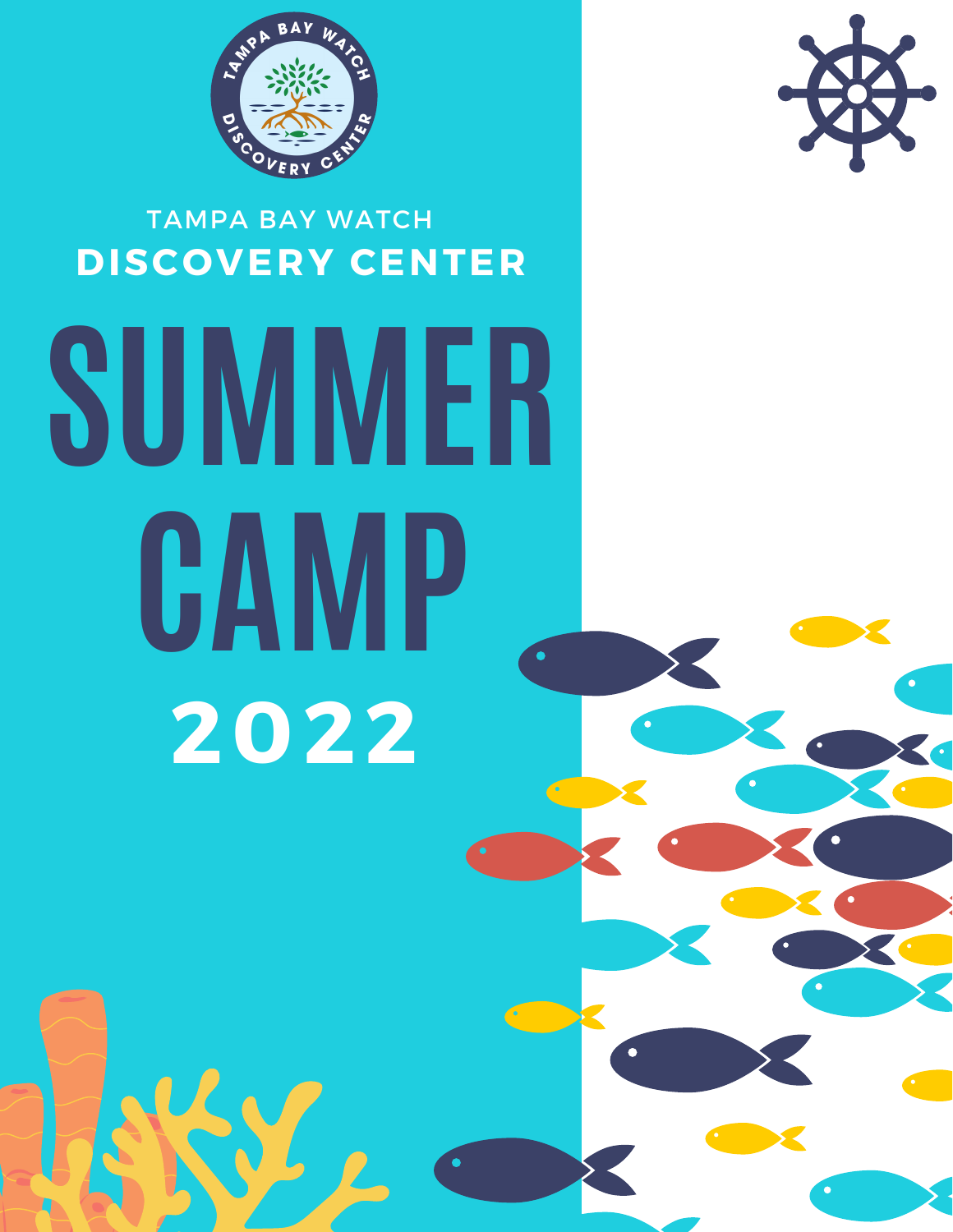TAMPA BAY WATCH

**DISCOVERY CENTER**

# SUMMER CAMP

**2022**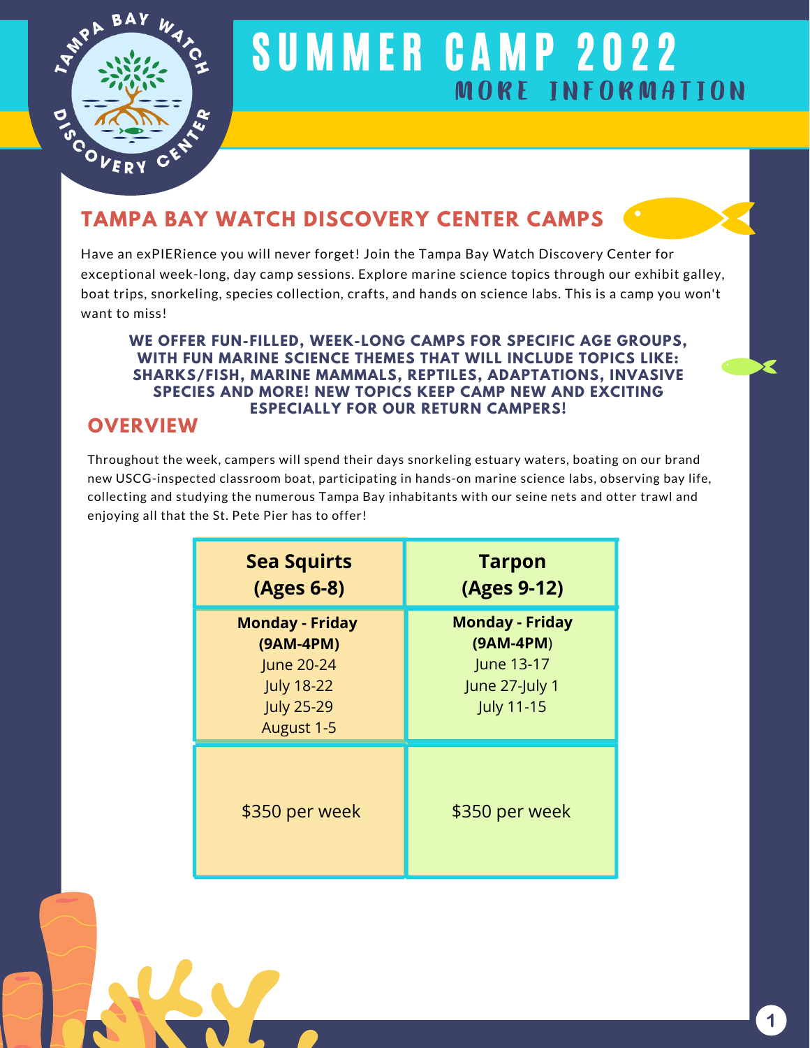# SUMMER CAMP 2022

## MORE INFORMATION

## TAMPA BAY WATCH DISCOVERY CENTER CAMPS

Have an exPIERience you will never forget! Join the Tampa Bay Watch Discovery Center for exceptional week-long, day camp sessions. Explore marine science topics through our exhibit galley, boat trips, snorkeling, species collection, crafts, and hands on science labs. This is a camp you won't want to miss!

**WE OFFER FUN-FILLED, WEEK-LONG CAMPS FOR SPECIFIC AGE GROUPS, WITH FUN MARINE SCIENCE THEMES THAT WILL INCLUDE TOPICS LIKE: SHARKS/FISH, MARINE MAMMALS, REPTILES, ADAPTATIONS, INVASIVE SPECIES AND MORE! NEW TOPICS KEEP CAMP NEW AND EXCITING ESPECIALLY FOR OUR RETURN CAMPERS!**

## OVERVIEW

Throughout the week, campers will spend their days snorkeling estuary waters, boating on our brand new USCG-inspected classroom boat, participating in hands-on marine science labs, observing bay life, collecting and studying the numerous Tampa Bay inhabitants with our seine nets and otter trawl and enjoying all that the St. Pete Pier has to offer!

| Sea Squirts (Ages 6-8) | Tarpon (Ages 9-12) |
|---|---|
| **Monday - Friday (9AM-4PM)** June 20-24, July 18-22, July 25-29, August 1-5 | **Monday - Friday (9AM-4PM)** June 13-17, June 27-July 1, July 11-15 |
| $350 per week | $350 per week |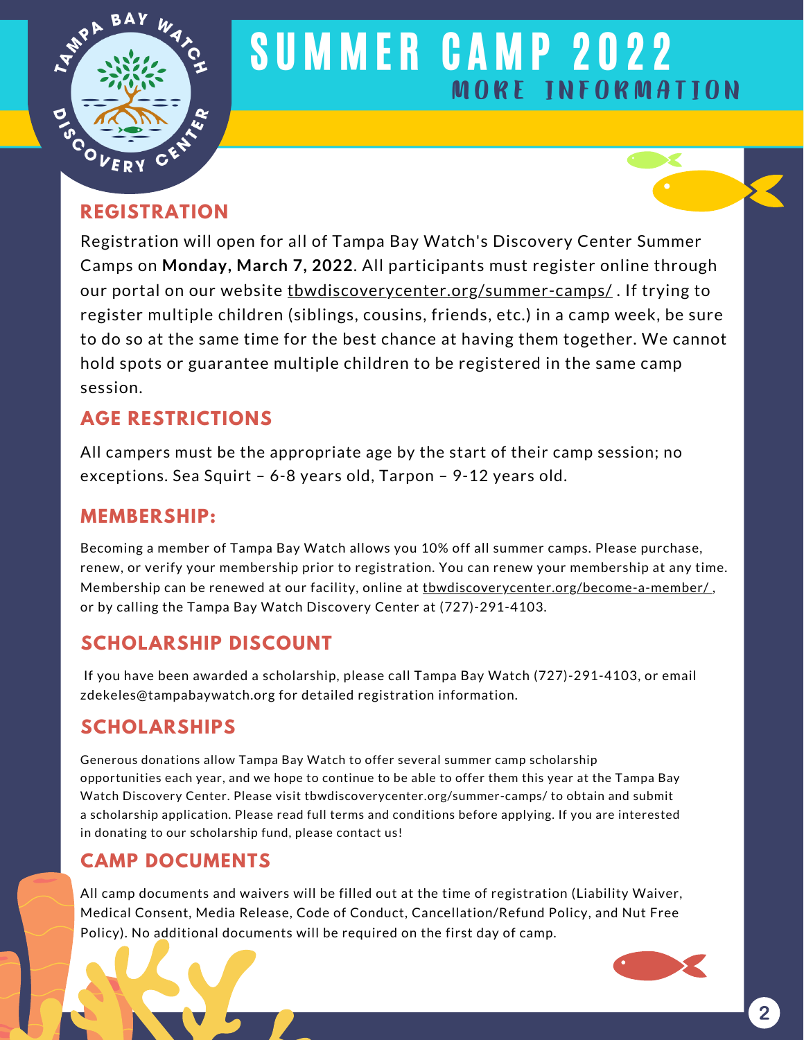# SUMMER CAMP 2022

## MORE INFORMATION

## REGISTRATION

Registration will open for all of Tampa Bay Watch's Discovery Center Summer Camps on **Monday, March 7, 2022**. All participants must register online through our portal on our website tbwdiscoverycenter.org/summer-camps/ . If trying to register multiple children (siblings, cousins, friends, etc.) in a camp week, be sure to do so at the same time for the best chance at having them together. We cannot hold spots or guarantee multiple children to be registered in the same camp session.

## AGE RESTRICTIONS

All campers must be the appropriate age by the start of their camp session; no exceptions. Sea Squirt – 6-8 years old, Tarpon – 9-12 years old.

## MEMBERSHIP:

Becoming a member of Tampa Bay Watch allows you 10% off all summer camps. Please purchase, renew, or verify your membership prior to registration. You can renew your membership at any time. Membership can be renewed at our facility, online at tbwdiscoverycenter.org/become-a-member/ , or by calling the Tampa Bay Watch Discovery Center at (727)-291-4103.

## SCHOLARSHIP DISCOUNT

If you have been awarded a scholarship, please call Tampa Bay Watch (727)-291-4103, or email zdekeles@tampabaywatch.org for detailed registration information.

## SCHOLARSHIPS

Generous donations allow Tampa Bay Watch to offer several summer camp scholarship opportunities each year, and we hope to continue to be able to offer them this year at the Tampa Bay Watch Discovery Center. Please visit tbwdiscoverycenter.org/summer-camps/ to obtain and submit a scholarship application. Please read full terms and conditions before applying. If you are interested in donating to our scholarship fund, please contact us!

## CAMP DOCUMENTS

All camp documents and waivers will be filled out at the time of registration (Liability Waiver, Medical Consent, Media Release, Code of Conduct, Cancellation/Refund Policy, and Nut Free Policy). No additional documents will be required on the first day of camp.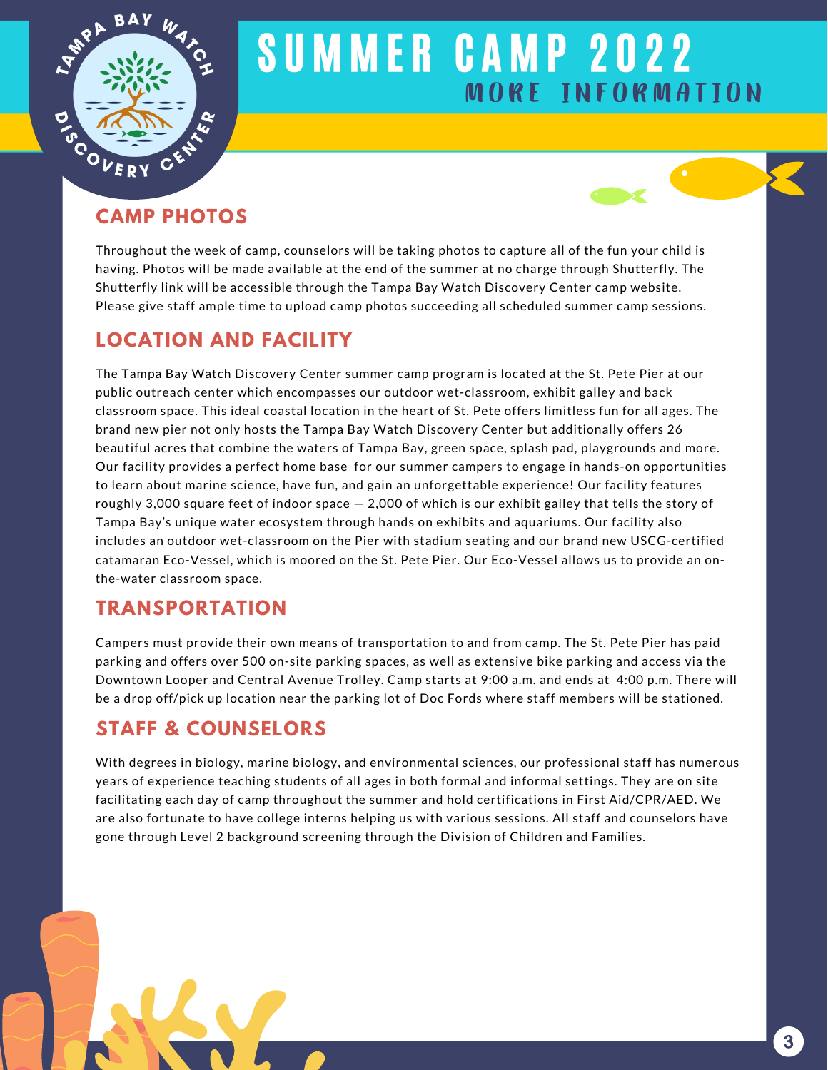# SUMMER CAMP 2022

## MORE INFORMATION

## CAMP PHOTOS

Throughout the week of camp, counselors will be taking photos to capture all of the fun your child is having. Photos will be made available at the end of the summer at no charge through Shutterfly. The Shutterfly link will be accessible through the Tampa Bay Watch Discovery Center camp website. Please give staff ample time to upload camp photos succeeding all scheduled summer camp sessions.

## LOCATION AND FACILITY

The Tampa Bay Watch Discovery Center summer camp program is located at the St. Pete Pier at our public outreach center which encompasses our outdoor wet-classroom, exhibit galley and back classroom space. This ideal coastal location in the heart of St. Pete offers limitless fun for all ages. The brand new pier not only hosts the Tampa Bay Watch Discovery Center but additionally offers 26 beautiful acres that combine the waters of Tampa Bay, green space, splash pad, playgrounds and more. Our facility provides a perfect home base for our summer campers to engage in hands-on opportunities to learn about marine science, have fun, and gain an unforgettable experience! Our facility features roughly 3,000 square feet of indoor space — 2,000 of which is our exhibit galley that tells the story of Tampa Bay's unique water ecosystem through hands on exhibits and aquariums. Our facility also includes an outdoor wet-classroom on the Pier with stadium seating and our brand new USCG-certified catamaran Eco-Vessel, which is moored on the St. Pete Pier. Our Eco-Vessel allows us to provide an on-the-water classroom space.

## TRANSPORTATION

Campers must provide their own means of transportation to and from camp. The St. Pete Pier has paid parking and offers over 500 on-site parking spaces, as well as extensive bike parking and access via the Downtown Looper and Central Avenue Trolley. Camp starts at 9:00 a.m. and ends at 4:00 p.m. There will be a drop off/pick up location near the parking lot of Doc Fords where staff members will be stationed.

## STAFF & COUNSELORS

With degrees in biology, marine biology, and environmental sciences, our professional staff has numerous years of experience teaching students of all ages in both formal and informal settings. They are on site facilitating each day of camp throughout the summer and hold certifications in First Aid/CPR/AED. We are also fortunate to have college interns helping us with various sessions. All staff and counselors have gone through Level 2 background screening through the Division of Children and Families.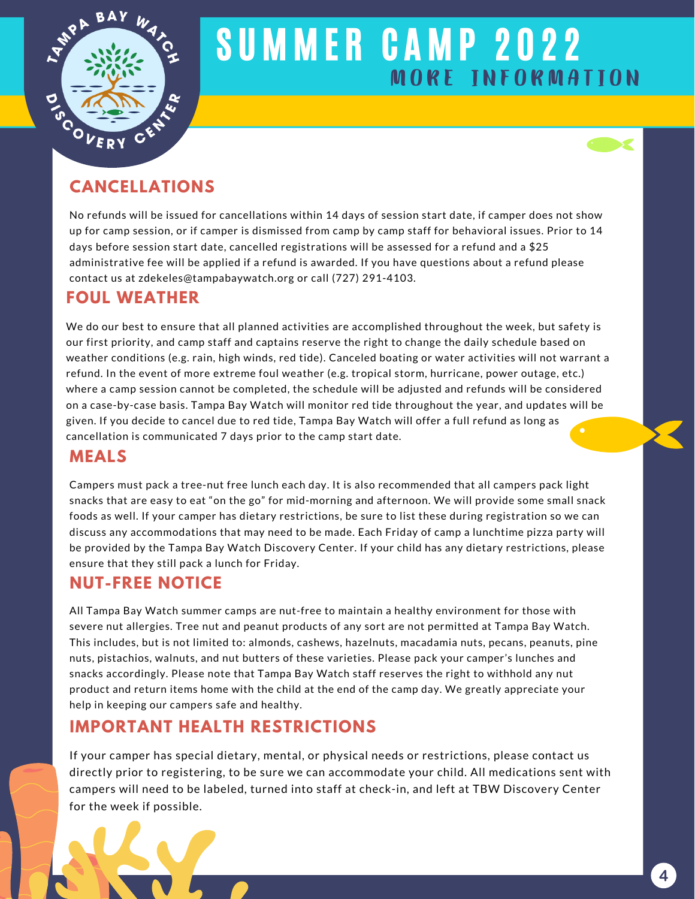# SUMMER CAMP 2022

## MORE INFORMATION

## CANCELLATIONS

No refunds will be issued for cancellations within 14 days of session start date, if camper does not show up for camp session, or if camper is dismissed from camp by camp staff for behavioral issues. Prior to 14 days before session start date, cancelled registrations will be assessed for a refund and a $25 administrative fee will be applied if a refund is awarded. If you have questions about a refund please contact us at zdekeles@tampabaywatch.org or call (727) 291-4103.

## FOUL WEATHER

We do our best to ensure that all planned activities are accomplished throughout the week, but safety is our first priority, and camp staff and captains reserve the right to change the daily schedule based on weather conditions (e.g. rain, high winds, red tide). Canceled boating or water activities will not warrant a refund. In the event of more extreme foul weather (e.g. tropical storm, hurricane, power outage, etc.) where a camp session cannot be completed, the schedule will be adjusted and refunds will be considered on a case-by-case basis. Tampa Bay Watch will monitor red tide throughout the year, and updates will be given. If you decide to cancel due to red tide, Tampa Bay Watch will offer a full refund as long as cancellation is communicated 7 days prior to the camp start date.

## MEALS

Campers must pack a tree-nut free lunch each day. It is also recommended that all campers pack light snacks that are easy to eat "on the go" for mid-morning and afternoon. We will provide some small snack foods as well. If your camper has dietary restrictions, be sure to list these during registration so we can discuss any accommodations that may need to be made. Each Friday of camp a lunchtime pizza party will be provided by the Tampa Bay Watch Discovery Center. If your child has any dietary restrictions, please ensure that they still pack a lunch for Friday.

## NUT-FREE NOTICE

All Tampa Bay Watch summer camps are nut-free to maintain a healthy environment for those with severe nut allergies. Tree nut and peanut products of any sort are not permitted at Tampa Bay Watch. This includes, but is not limited to: almonds, cashews, hazelnuts, macadamia nuts, pecans, peanuts, pine nuts, pistachios, walnuts, and nut butters of these varieties. Please pack your camper's lunches and snacks accordingly. Please note that Tampa Bay Watch staff reserves the right to withhold any nut product and return items home with the child at the end of the camp day. We greatly appreciate your help in keeping our campers safe and healthy.

## IMPORTANT HEALTH RESTRICTIONS

If your camper has special dietary, mental, or physical needs or restrictions, please contact us directly prior to registering, to be sure we can accommodate your child. All medications sent with campers will need to be labeled, turned into staff at check-in, and left at TBW Discovery Center for the week if possible.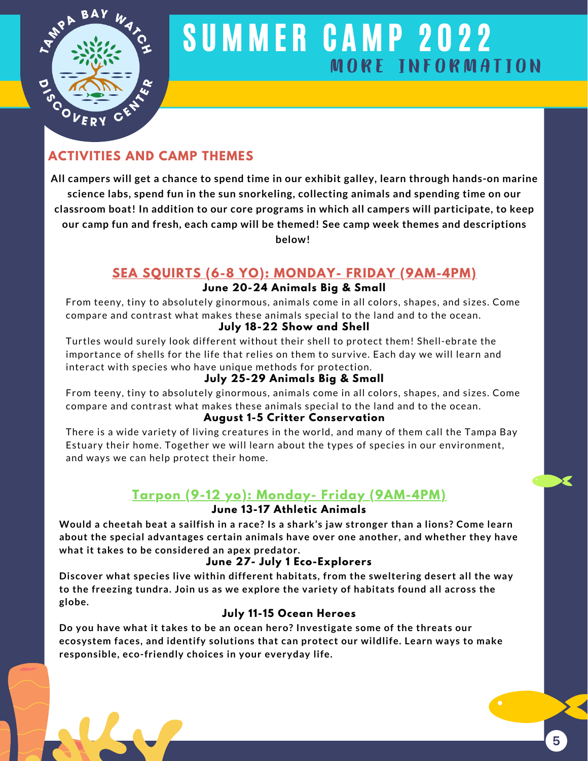# SUMMER CAMP 2022

## MORE INFORMATION

## ACTIVITIES AND CAMP THEMES

**All campers will get a chance to spend time in our exhibit galley, learn through hands-on marine science labs, spend fun in the sun snorkeling, collecting animals and spending time on our classroom boat! In addition to our core programs in which all campers will participate, to keep our camp fun and fresh, each camp will be themed! See camp week themes and descriptions below!**

### SEA SQUIRTS (6-8 YO): MONDAY- FRIDAY (9AM-4PM)

**June 20-24 Animals Big & Small**

From teeny, tiny to absolutely ginormous, animals come in all colors, shapes, and sizes. Come compare and contrast what makes these animals special to the land and to the ocean.

**July 18-22 Show and Shell**

Turtles would surely look different without their shell to protect them! Shell-ebrate the importance of shells for the life that relies on them to survive. Each day we will learn and interact with species who have unique methods for protection.

**July 25-29 Animals Big & Small**

From teeny, tiny to absolutely ginormous, animals come in all colors, shapes, and sizes. Come compare and contrast what makes these animals special to the land and to the ocean.

**August 1-5 Critter Conservation**

There is a wide variety of living creatures in the world, and many of them call the Tampa Bay Estuary their home. Together we will learn about the types of species in our environment, and ways we can help protect their home.

### Tarpon (9-12 yo): Monday- Friday (9AM-4PM)

**June 13-17 Athletic Animals**

**Would a cheetah beat a sailfish in a race? Is a shark's jaw stronger than a lions? Come learn about the special advantages certain animals have over one another, and whether they have what it takes to be considered an apex predator.**

**June 27- July 1 Eco-Explorers**

**Discover what species live within different habitats, from the sweltering desert all the way to the freezing tundra. Join us as we explore the variety of habitats found all across the globe.**

**July 11-15 Ocean Heroes**

**Do you have what it takes to be an ocean hero? Investigate some of the threats our ecosystem faces, and identify solutions that can protect our wildlife. Learn ways to make responsible, eco-friendly choices in your everyday life.**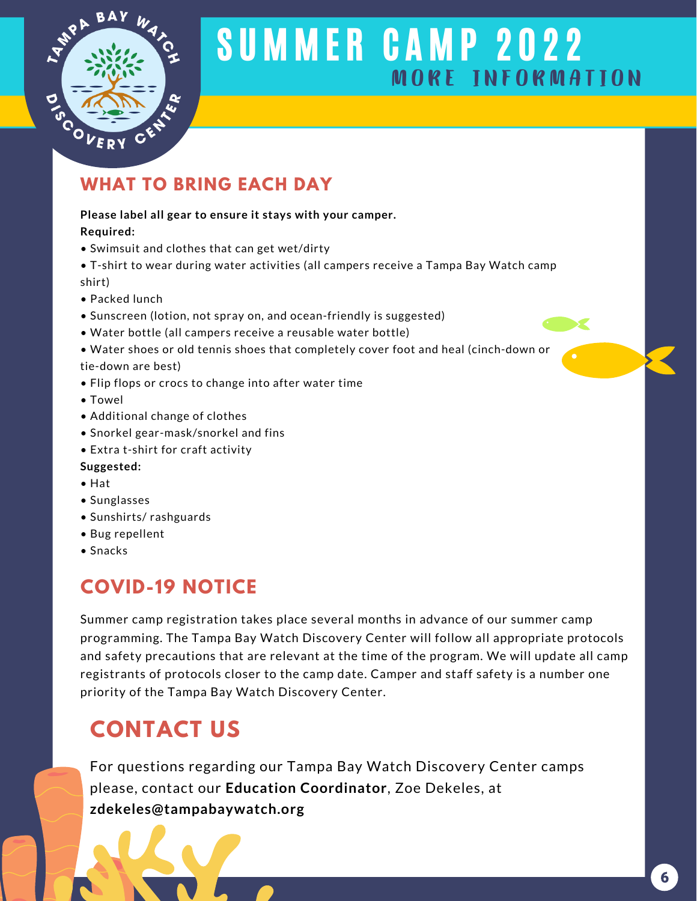# SUMMER CAMP 2022

## MORE INFORMATION

## WHAT TO BRING EACH DAY

**Please label all gear to ensure it stays with your camper.**

**Required:**

- Swimsuit and clothes that can get wet/dirty
- T-shirt to wear during water activities (all campers receive a Tampa Bay Watch camp shirt)
- Packed lunch
- Sunscreen (lotion, not spray on, and ocean-friendly is suggested)
- Water bottle (all campers receive a reusable water bottle)
- Water shoes or old tennis shoes that completely cover foot and heal (cinch-down or tie-down are best)
- Flip flops or crocs to change into after water time
- Towel
- Additional change of clothes
- Snorkel gear-mask/snorkel and fins
- Extra t-shirt for craft activity

**Suggested:**

- Hat
- Sunglasses
- Sunshirts/ rashguards
- Bug repellent
- Snacks

## COVID-19 NOTICE

Summer camp registration takes place several months in advance of our summer camp programming. The Tampa Bay Watch Discovery Center will follow all appropriate protocols and safety precautions that are relevant at the time of the program. We will update all camp registrants of protocols closer to the camp date. Camper and staff safety is a number one priority of the Tampa Bay Watch Discovery Center.

## CONTACT US

For questions regarding our Tampa Bay Watch Discovery Center camps please, contact our **Education Coordinator**, Zoe Dekeles, at **zdekeles@tampabaywatch.org**